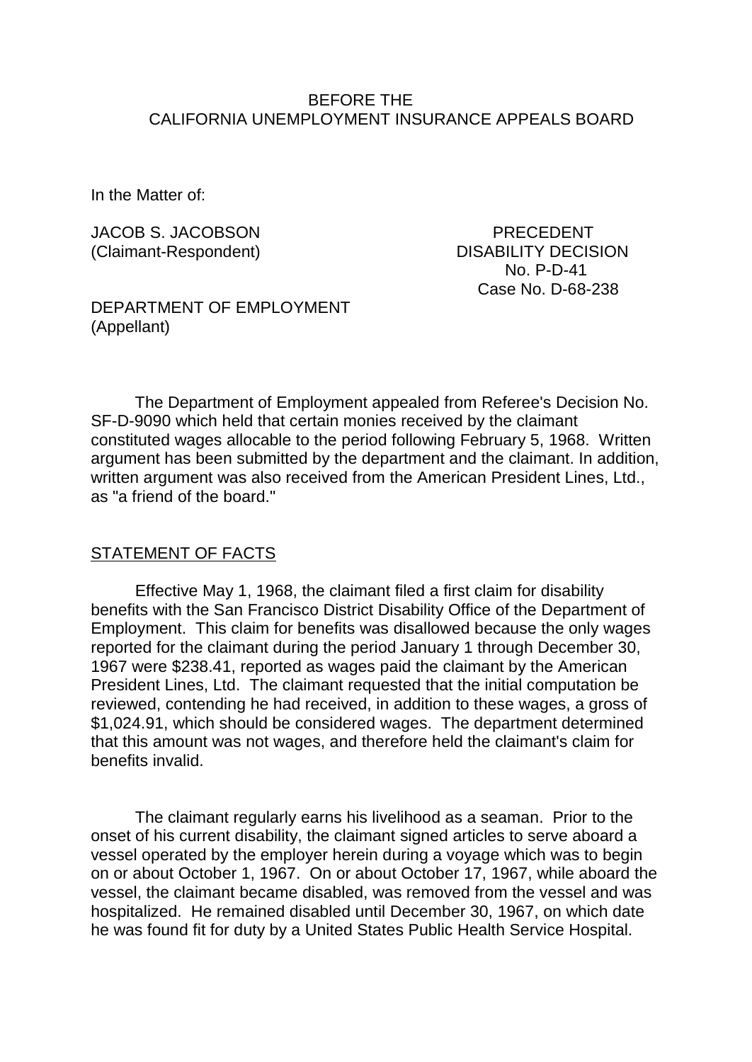BEFORE THE
CALIFORNIA UNEMPLOYMENT INSURANCE APPEALS BOARD

In the Matter of:

JACOB S. JACOBSON
(Claimant-Respondent)

PRECEDENT
DISABILITY DECISION
No. P-D-41
Case No. D-68-238

DEPARTMENT OF EMPLOYMENT
(Appellant)

The Department of Employment appealed from Referee's Decision No. SF-D-9090 which held that certain monies received by the claimant constituted wages allocable to the period following February 5, 1968. Written argument has been submitted by the department and the claimant. In addition, written argument was also received from the American President Lines, Ltd., as "a friend of the board."

## STATEMENT OF FACTS

Effective May 1, 1968, the claimant filed a first claim for disability benefits with the San Francisco District Disability Office of the Department of Employment. This claim for benefits was disallowed because the only wages reported for the claimant during the period January 1 through December 30, 1967 were $238.41, reported as wages paid the claimant by the American President Lines, Ltd. The claimant requested that the initial computation be reviewed, contending he had received, in addition to these wages, a gross of $1,024.91, which should be considered wages. The department determined that this amount was not wages, and therefore held the claimant's claim for benefits invalid.

The claimant regularly earns his livelihood as a seaman. Prior to the onset of his current disability, the claimant signed articles to serve aboard a vessel operated by the employer herein during a voyage which was to begin on or about October 1, 1967. On or about October 17, 1967, while aboard the vessel, the claimant became disabled, was removed from the vessel and was hospitalized. He remained disabled until December 30, 1967, on which date he was found fit for duty by a United States Public Health Service Hospital.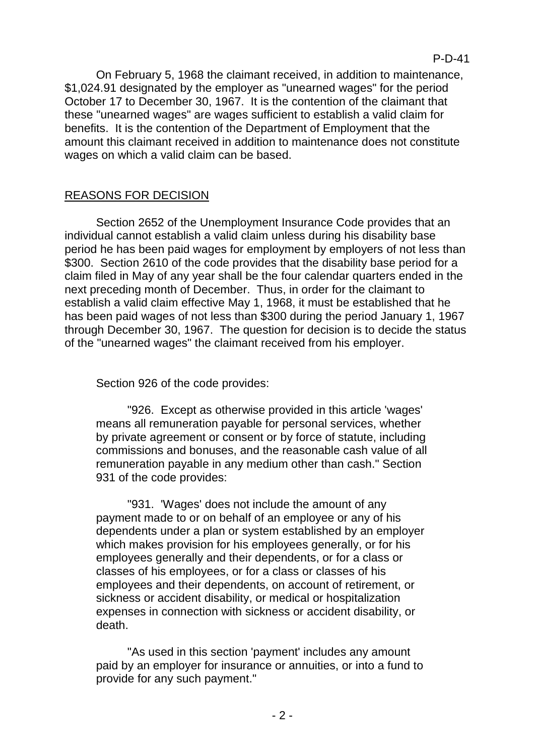On February 5, 1968 the claimant received, in addition to maintenance, $1,024.91 designated by the employer as "unearned wages" for the period October 17 to December 30, 1967. It is the contention of the claimant that these "unearned wages" are wages sufficient to establish a valid claim for benefits. It is the contention of the Department of Employment that the amount this claimant received in addition to maintenance does not constitute wages on which a valid claim can be based.

## REASONS FOR DECISION

Section 2652 of the Unemployment Insurance Code provides that an individual cannot establish a valid claim unless during his disability base period he has been paid wages for employment by employers of not less than $300. Section 2610 of the code provides that the disability base period for a claim filed in May of any year shall be the four calendar quarters ended in the next preceding month of December. Thus, in order for the claimant to establish a valid claim effective May 1, 1968, it must be established that he has been paid wages of not less than $300 during the period January 1, 1967 through December 30, 1967. The question for decision is to decide the status of the "unearned wages" the claimant received from his employer.

Section 926 of the code provides:

> "926. Except as otherwise provided in this article 'wages' means all remuneration payable for personal services, whether by private agreement or consent or by force of statute, including commissions and bonuses, and the reasonable cash value of all remuneration payable in any medium other than cash." Section 931 of the code provides:
>
> "931. 'Wages' does not include the amount of any payment made to or on behalf of an employee or any of his dependents under a plan or system established by an employer which makes provision for his employees generally, or for his employees generally and their dependents, or for a class or classes of his employees, or for a class or classes of his employees and their dependents, on account of retirement, or sickness or accident disability, or medical or hospitalization expenses in connection with sickness or accident disability, or death.
>
> "As used in this section 'payment' includes any amount paid by an employer for insurance or annuities, or into a fund to provide for any such payment."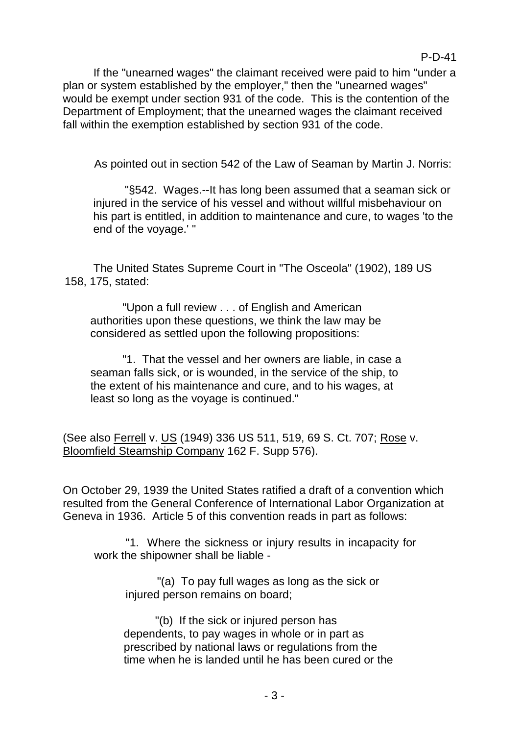If the "unearned wages" the claimant received were paid to him "under a plan or system established by the employer," then the "unearned wages" would be exempt under section 931 of the code. This is the contention of the Department of Employment; that the unearned wages the claimant received fall within the exemption established by section 931 of the code.

As pointed out in section 542 of the Law of Seaman by Martin J. Norris:

> "§542. Wages.--It has long been assumed that a seaman sick or injured in the service of his vessel and without willful misbehaviour on his part is entitled, in addition to maintenance and cure, to wages 'to the end of the voyage.' "

The United States Supreme Court in "The Osceola" (1902), 189 US 158, 175, stated:

> "Upon a full review . . . of English and American authorities upon these questions, we think the law may be considered as settled upon the following propositions:
>
> "1. That the vessel and her owners are liable, in case a seaman falls sick, or is wounded, in the service of the ship, to the extent of his maintenance and cure, and to his wages, at least so long as the voyage is continued."

(See also Ferrell v. US (1949) 336 US 511, 519, 69 S. Ct. 707; Rose v. Bloomfield Steamship Company 162 F. Supp 576).

On October 29, 1939 the United States ratified a draft of a convention which resulted from the General Conference of International Labor Organization at Geneva in 1936. Article 5 of this convention reads in part as follows:

> "1. Where the sickness or injury results in incapacity for work the shipowner shall be liable -
>
> "(a) To pay full wages as long as the sick or injured person remains on board;
>
> "(b) If the sick or injured person has dependents, to pay wages in whole or in part as prescribed by national laws or regulations from the time when he is landed until he has been cured or the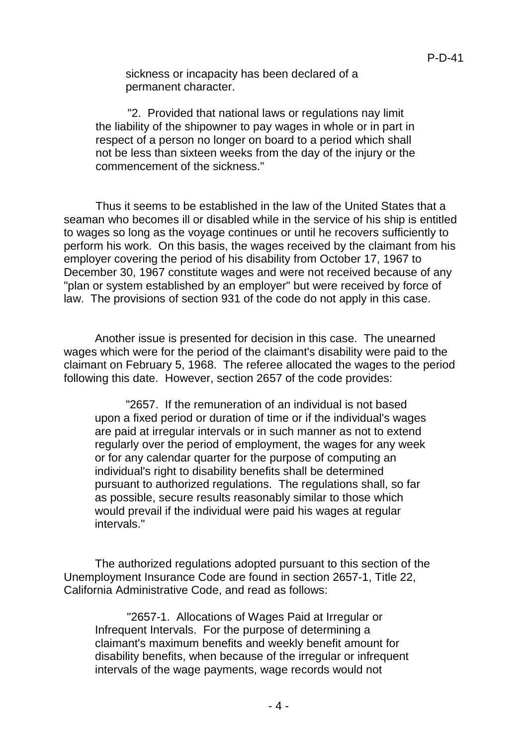sickness or incapacity has been declared of a permanent character.

"2. Provided that national laws or regulations nay limit the liability of the shipowner to pay wages in whole or in part in respect of a person no longer on board to a period which shall not be less than sixteen weeks from the day of the injury or the commencement of the sickness."

Thus it seems to be established in the law of the United States that a seaman who becomes ill or disabled while in the service of his ship is entitled to wages so long as the voyage continues or until he recovers sufficiently to perform his work. On this basis, the wages received by the claimant from his employer covering the period of his disability from October 17, 1967 to December 30, 1967 constitute wages and were not received because of any "plan or system established by an employer" but were received by force of law. The provisions of section 931 of the code do not apply in this case.

Another issue is presented for decision in this case. The unearned wages which were for the period of the claimant's disability were paid to the claimant on February 5, 1968. The referee allocated the wages to the period following this date. However, section 2657 of the code provides:

"2657. If the remuneration of an individual is not based upon a fixed period or duration of time or if the individual's wages are paid at irregular intervals or in such manner as not to extend regularly over the period of employment, the wages for any week or for any calendar quarter for the purpose of computing an individual's right to disability benefits shall be determined pursuant to authorized regulations. The regulations shall, so far as possible, secure results reasonably similar to those which would prevail if the individual were paid his wages at regular intervals."

The authorized regulations adopted pursuant to this section of the Unemployment Insurance Code are found in section 2657-1, Title 22, California Administrative Code, and read as follows:

"2657-1. Allocations of Wages Paid at Irregular or Infrequent Intervals. For the purpose of determining a claimant's maximum benefits and weekly benefit amount for disability benefits, when because of the irregular or infrequent intervals of the wage payments, wage records would not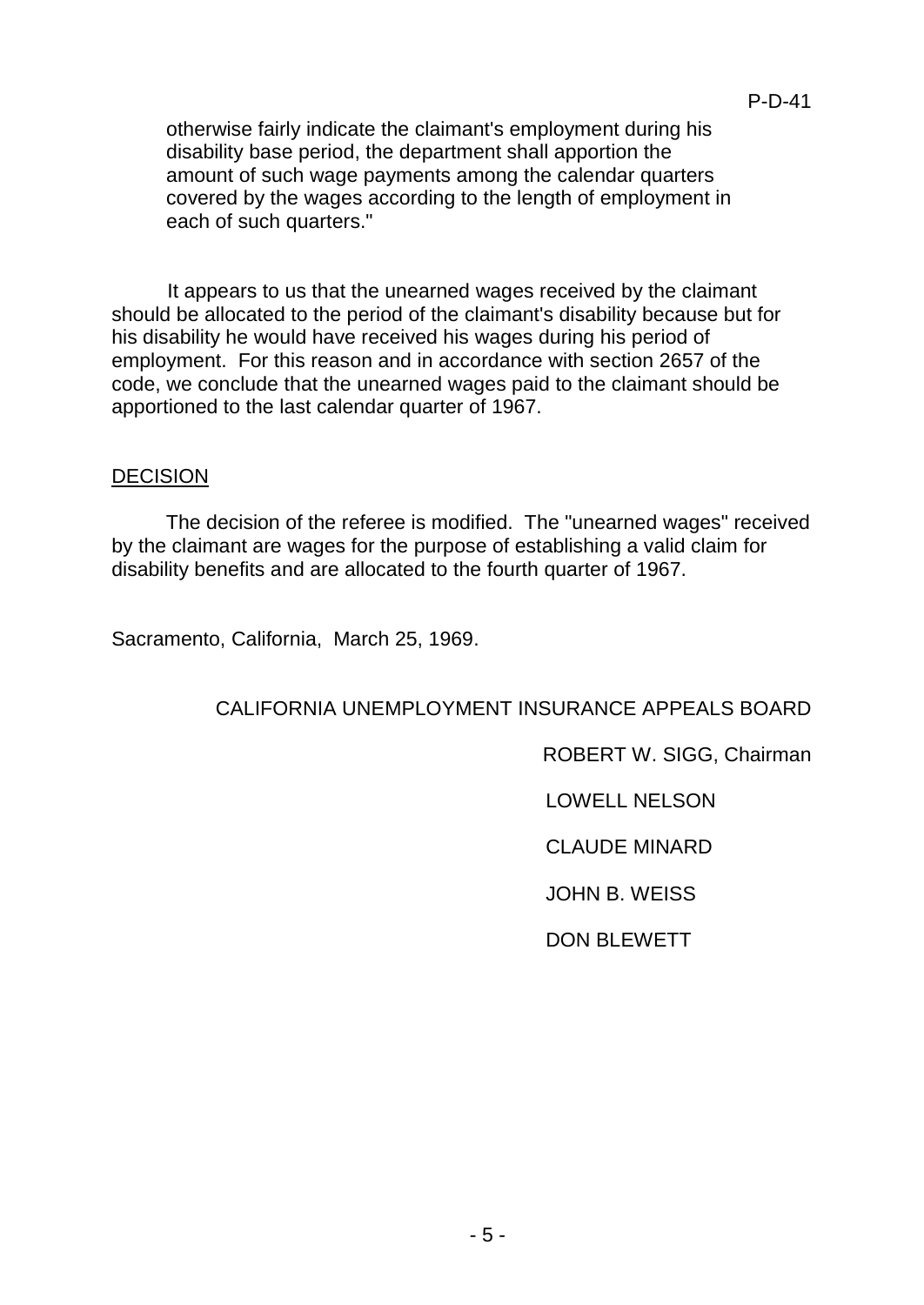otherwise fairly indicate the claimant's employment during his disability base period, the department shall apportion the amount of such wage payments among the calendar quarters covered by the wages according to the length of employment in each of such quarters."

It appears to us that the unearned wages received by the claimant should be allocated to the period of the claimant's disability because but for his disability he would have received his wages during his period of employment. For this reason and in accordance with section 2657 of the code, we conclude that the unearned wages paid to the claimant should be apportioned to the last calendar quarter of 1967.

## DECISION

The decision of the referee is modified. The "unearned wages" received by the claimant are wages for the purpose of establishing a valid claim for disability benefits and are allocated to the fourth quarter of 1967.

Sacramento, California, March 25, 1969.

CALIFORNIA UNEMPLOYMENT INSURANCE APPEALS BOARD

ROBERT W. SIGG, Chairman

LOWELL NELSON

CLAUDE MINARD

JOHN B. WEISS

DON BLEWETT